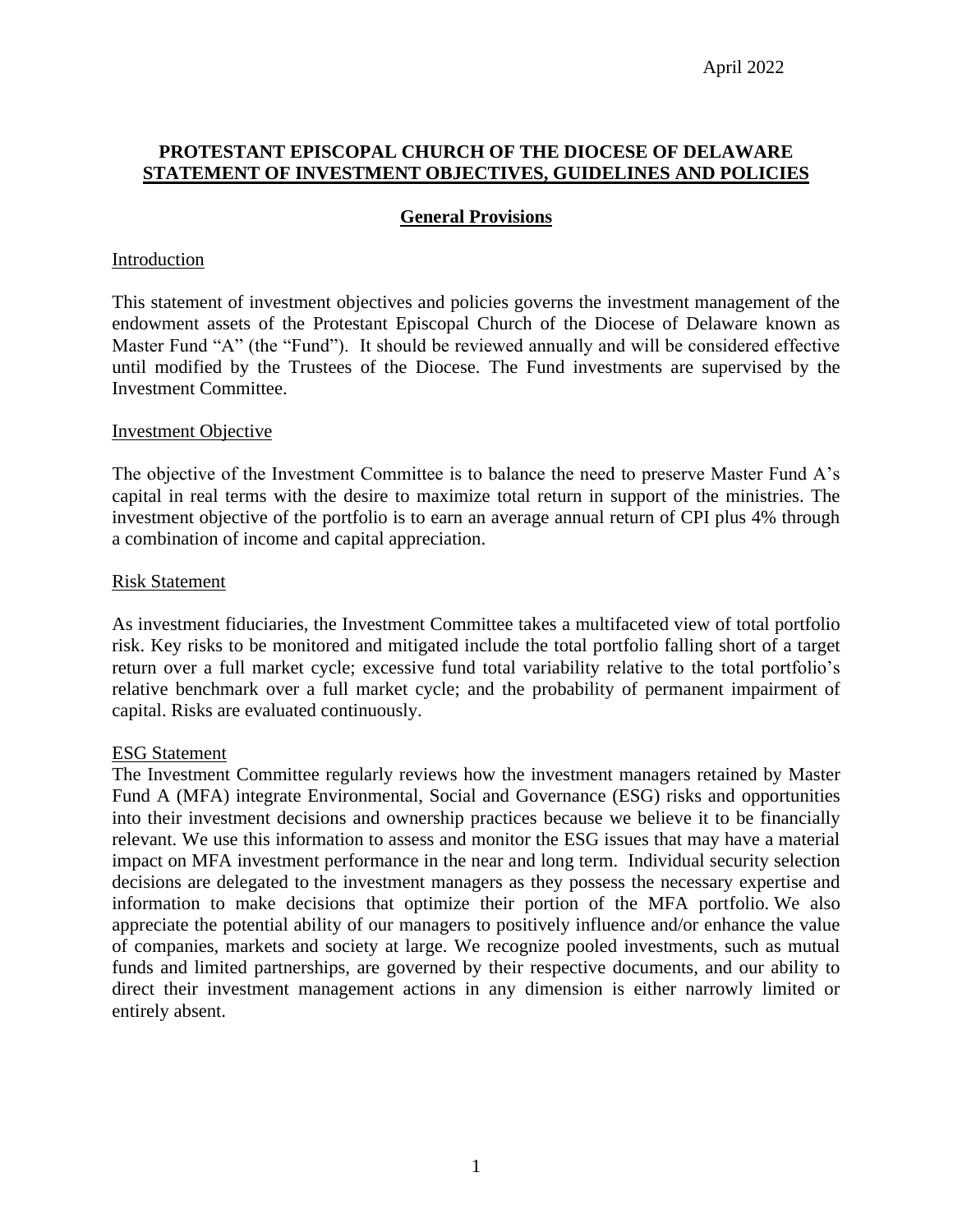April 2022

# PROTESTANT EPISCOPAL CHURCH OF THE DIOCESE OF DELAWARE
# STATEMENT OF INVESTMENT OBJECTIVES, GUIDELINES AND POLICIES

## General Provisions

### Introduction

This statement of investment objectives and policies governs the investment management of the endowment assets of the Protestant Episcopal Church of the Diocese of Delaware known as Master Fund "A" (the "Fund"). It should be reviewed annually and will be considered effective until modified by the Trustees of the Diocese. The Fund investments are supervised by the Investment Committee.

### Investment Objective

The objective of the Investment Committee is to balance the need to preserve Master Fund A's capital in real terms with the desire to maximize total return in support of the ministries. The investment objective of the portfolio is to earn an average annual return of CPI plus 4% through a combination of income and capital appreciation.

### Risk Statement

As investment fiduciaries, the Investment Committee takes a multifaceted view of total portfolio risk. Key risks to be monitored and mitigated include the total portfolio falling short of a target return over a full market cycle; excessive fund total variability relative to the total portfolio's relative benchmark over a full market cycle; and the probability of permanent impairment of capital. Risks are evaluated continuously.

### ESG Statement

The Investment Committee regularly reviews how the investment managers retained by Master Fund A (MFA) integrate Environmental, Social and Governance (ESG) risks and opportunities into their investment decisions and ownership practices because we believe it to be financially relevant. We use this information to assess and monitor the ESG issues that may have a material impact on MFA investment performance in the near and long term. Individual security selection decisions are delegated to the investment managers as they possess the necessary expertise and information to make decisions that optimize their portion of the MFA portfolio. We also appreciate the potential ability of our managers to positively influence and/or enhance the value of companies, markets and society at large. We recognize pooled investments, such as mutual funds and limited partnerships, are governed by their respective documents, and our ability to direct their investment management actions in any dimension is either narrowly limited or entirely absent.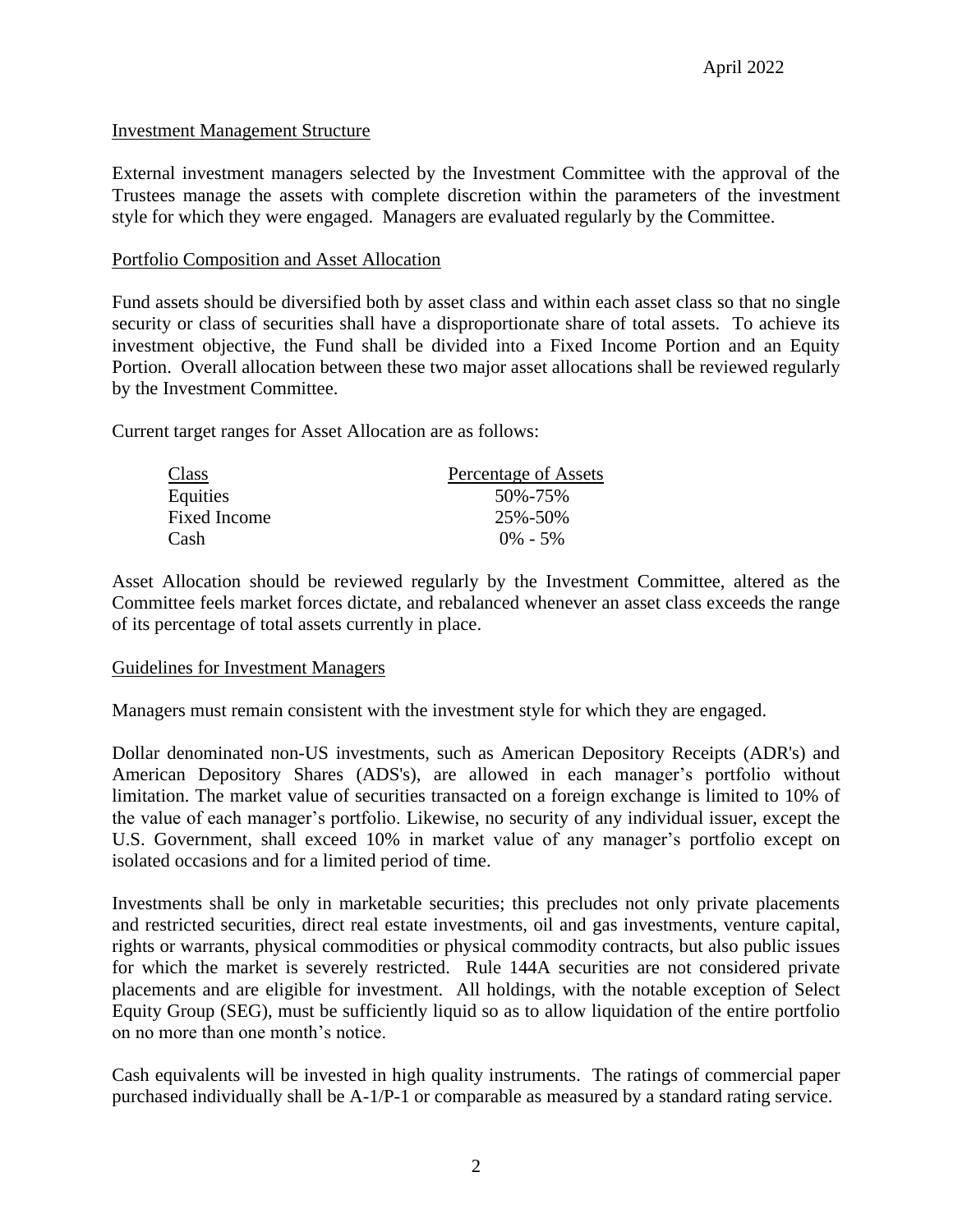April 2022

## Investment Management Structure

External investment managers selected by the Investment Committee with the approval of the Trustees manage the assets with complete discretion within the parameters of the investment style for which they were engaged. Managers are evaluated regularly by the Committee.

## Portfolio Composition and Asset Allocation

Fund assets should be diversified both by asset class and within each asset class so that no single security or class of securities shall have a disproportionate share of total assets. To achieve its investment objective, the Fund shall be divided into a Fixed Income Portion and an Equity Portion. Overall allocation between these two major asset allocations shall be reviewed regularly by the Investment Committee.

Current target ranges for Asset Allocation are as follows:

| Class | Percentage of Assets |
| --- | --- |
| Equities | 50%-75% |
| Fixed Income | 25%-50% |
| Cash | 0% - 5% |

Asset Allocation should be reviewed regularly by the Investment Committee, altered as the Committee feels market forces dictate, and rebalanced whenever an asset class exceeds the range of its percentage of total assets currently in place.

## Guidelines for Investment Managers

Managers must remain consistent with the investment style for which they are engaged.

Dollar denominated non-US investments, such as American Depository Receipts (ADR's) and American Depository Shares (ADS's), are allowed in each manager's portfolio without limitation. The market value of securities transacted on a foreign exchange is limited to 10% of the value of each manager's portfolio. Likewise, no security of any individual issuer, except the U.S. Government, shall exceed 10% in market value of any manager's portfolio except on isolated occasions and for a limited period of time.

Investments shall be only in marketable securities; this precludes not only private placements and restricted securities, direct real estate investments, oil and gas investments, venture capital, rights or warrants, physical commodities or physical commodity contracts, but also public issues for which the market is severely restricted. Rule 144A securities are not considered private placements and are eligible for investment. All holdings, with the notable exception of Select Equity Group (SEG), must be sufficiently liquid so as to allow liquidation of the entire portfolio on no more than one month's notice.

Cash equivalents will be invested in high quality instruments. The ratings of commercial paper purchased individually shall be A-1/P-1 or comparable as measured by a standard rating service.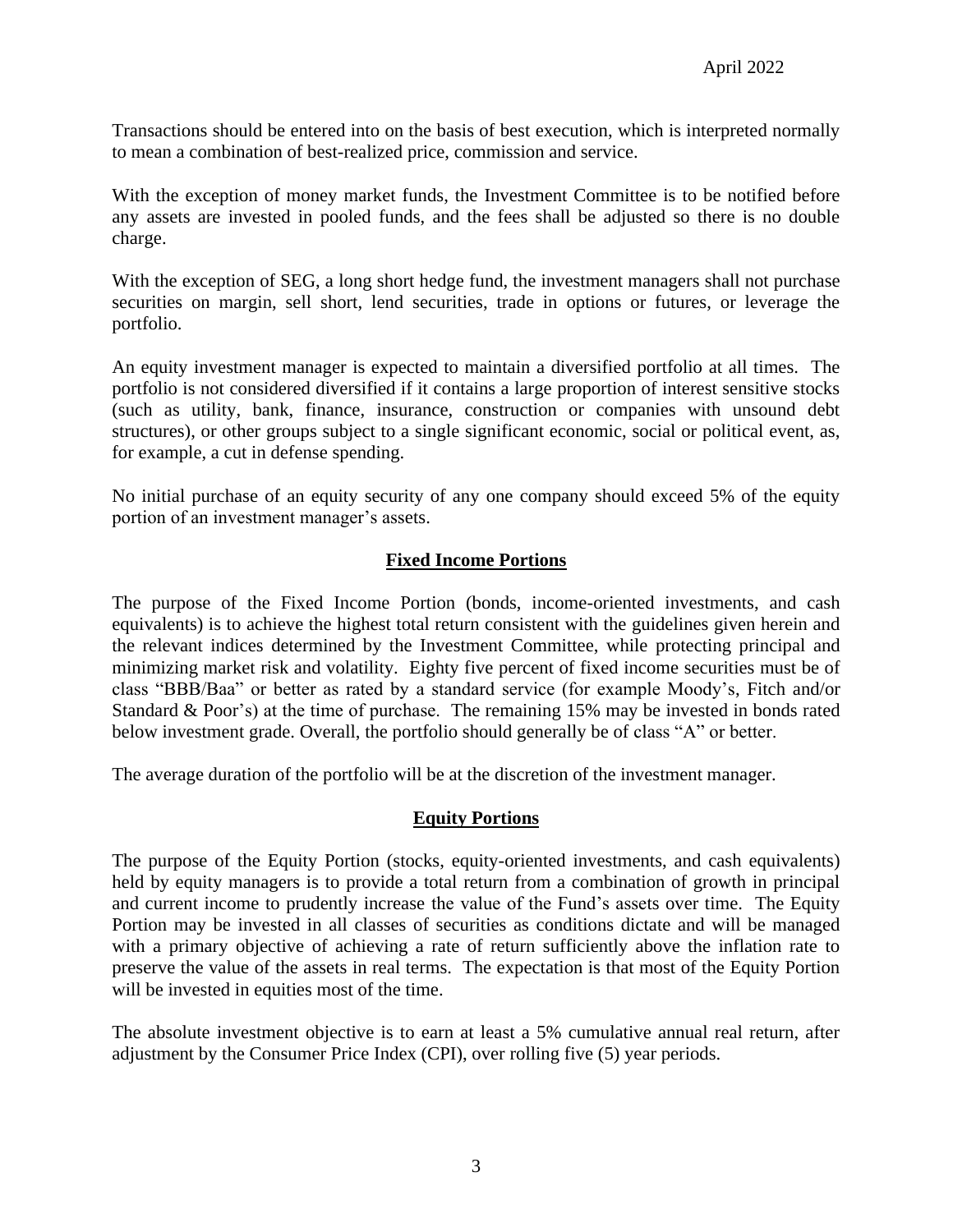Transactions should be entered into on the basis of best execution, which is interpreted normally to mean a combination of best-realized price, commission and service.

With the exception of money market funds, the Investment Committee is to be notified before any assets are invested in pooled funds, and the fees shall be adjusted so there is no double charge.

With the exception of SEG, a long short hedge fund, the investment managers shall not purchase securities on margin, sell short, lend securities, trade in options or futures, or leverage the portfolio.

An equity investment manager is expected to maintain a diversified portfolio at all times. The portfolio is not considered diversified if it contains a large proportion of interest sensitive stocks (such as utility, bank, finance, insurance, construction or companies with unsound debt structures), or other groups subject to a single significant economic, social or political event, as, for example, a cut in defense spending.

No initial purchase of an equity security of any one company should exceed 5% of the equity portion of an investment manager's assets.

## Fixed Income Portions

The purpose of the Fixed Income Portion (bonds, income-oriented investments, and cash equivalents) is to achieve the highest total return consistent with the guidelines given herein and the relevant indices determined by the Investment Committee, while protecting principal and minimizing market risk and volatility. Eighty five percent of fixed income securities must be of class "BBB/Baa" or better as rated by a standard service (for example Moody's, Fitch and/or Standard & Poor's) at the time of purchase. The remaining 15% may be invested in bonds rated below investment grade. Overall, the portfolio should generally be of class "A" or better.

The average duration of the portfolio will be at the discretion of the investment manager.

## Equity Portions

The purpose of the Equity Portion (stocks, equity-oriented investments, and cash equivalents) held by equity managers is to provide a total return from a combination of growth in principal and current income to prudently increase the value of the Fund's assets over time. The Equity Portion may be invested in all classes of securities as conditions dictate and will be managed with a primary objective of achieving a rate of return sufficiently above the inflation rate to preserve the value of the assets in real terms. The expectation is that most of the Equity Portion will be invested in equities most of the time.

The absolute investment objective is to earn at least a 5% cumulative annual real return, after adjustment by the Consumer Price Index (CPI), over rolling five (5) year periods.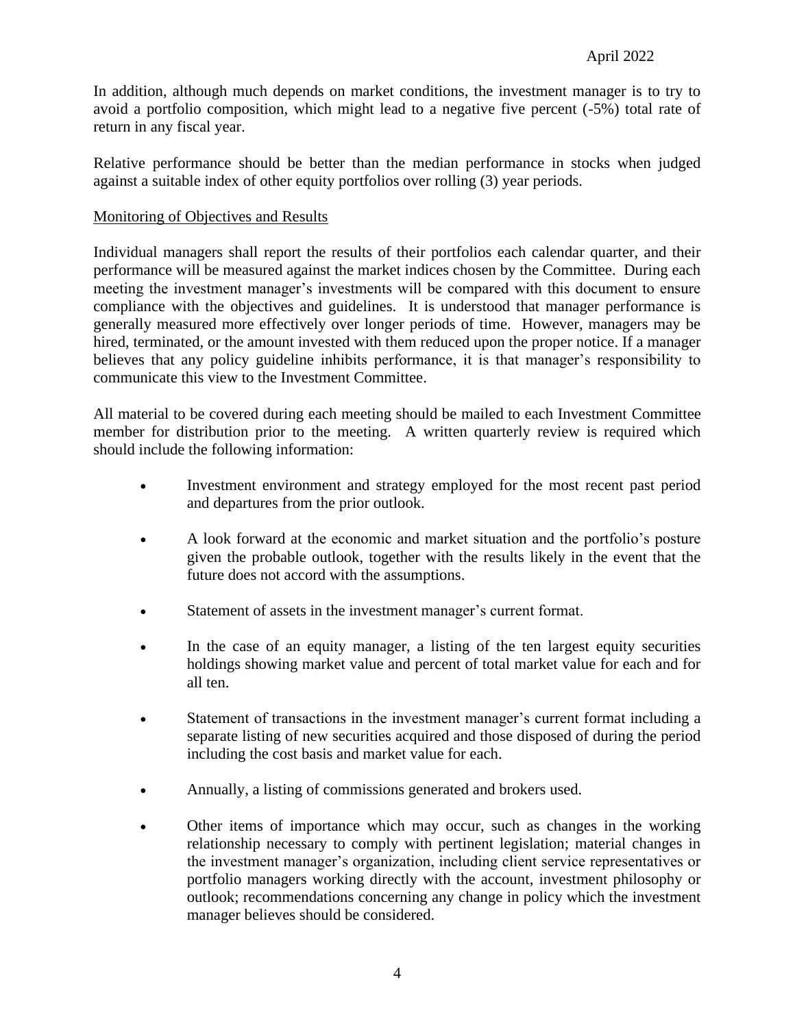In addition, although much depends on market conditions, the investment manager is to try to avoid a portfolio composition, which might lead to a negative five percent (-5%) total rate of return in any fiscal year.

Relative performance should be better than the median performance in stocks when judged against a suitable index of other equity portfolios over rolling (3) year periods.

## Monitoring of Objectives and Results

Individual managers shall report the results of their portfolios each calendar quarter, and their performance will be measured against the market indices chosen by the Committee. During each meeting the investment manager's investments will be compared with this document to ensure compliance with the objectives and guidelines. It is understood that manager performance is generally measured more effectively over longer periods of time. However, managers may be hired, terminated, or the amount invested with them reduced upon the proper notice. If a manager believes that any policy guideline inhibits performance, it is that manager's responsibility to communicate this view to the Investment Committee.

All material to be covered during each meeting should be mailed to each Investment Committee member for distribution prior to the meeting. A written quarterly review is required which should include the following information:

- Investment environment and strategy employed for the most recent past period and departures from the prior outlook.
- A look forward at the economic and market situation and the portfolio's posture given the probable outlook, together with the results likely in the event that the future does not accord with the assumptions.
- Statement of assets in the investment manager's current format.
- In the case of an equity manager, a listing of the ten largest equity securities holdings showing market value and percent of total market value for each and for all ten.
- Statement of transactions in the investment manager's current format including a separate listing of new securities acquired and those disposed of during the period including the cost basis and market value for each.
- Annually, a listing of commissions generated and brokers used.
- Other items of importance which may occur, such as changes in the working relationship necessary to comply with pertinent legislation; material changes in the investment manager's organization, including client service representatives or portfolio managers working directly with the account, investment philosophy or outlook; recommendations concerning any change in policy which the investment manager believes should be considered.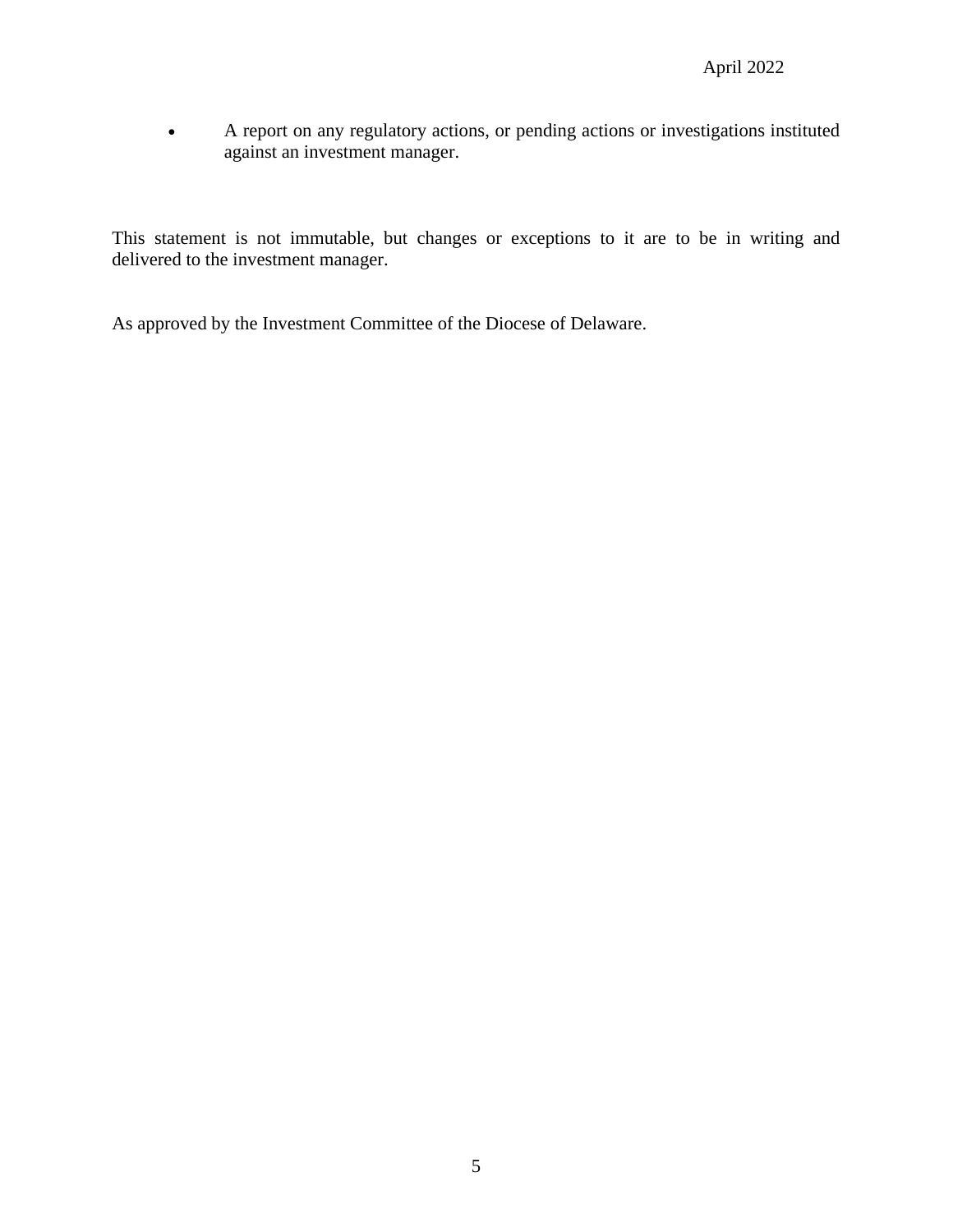- A report on any regulatory actions, or pending actions or investigations instituted against an investment manager.

This statement is not immutable, but changes or exceptions to it are to be in writing and delivered to the investment manager.

As approved by the Investment Committee of the Diocese of Delaware.